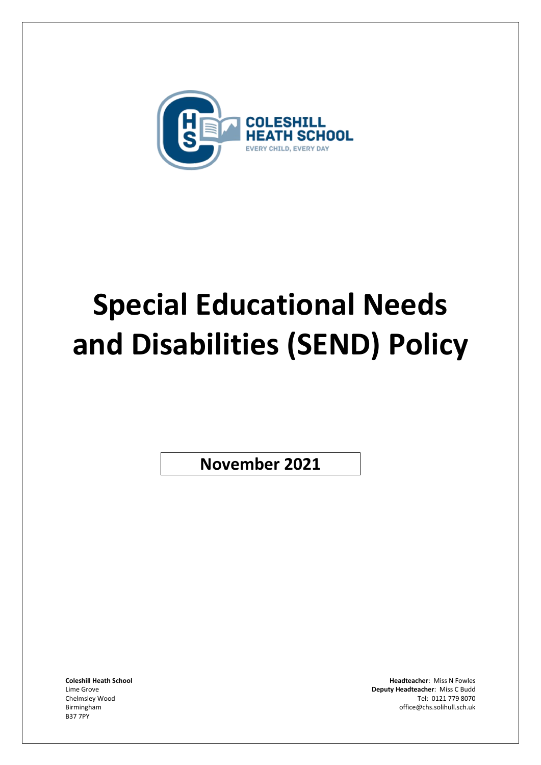COLESHILL HEATH SCHOOL

EVERY CHILD, EVERY DAY

# Special Educational Needs and Disabilities (SEND) Policy

**November 2021**

**Coleshill Heath School**
Lime Grove
Chelmsley Wood
Birmingham
B37 7PY

**Headteacher**: Miss N Fowles
**Deputy Headteacher**: Miss C Budd
Tel: 0121 779 8070
office@chs.solihull.sch.uk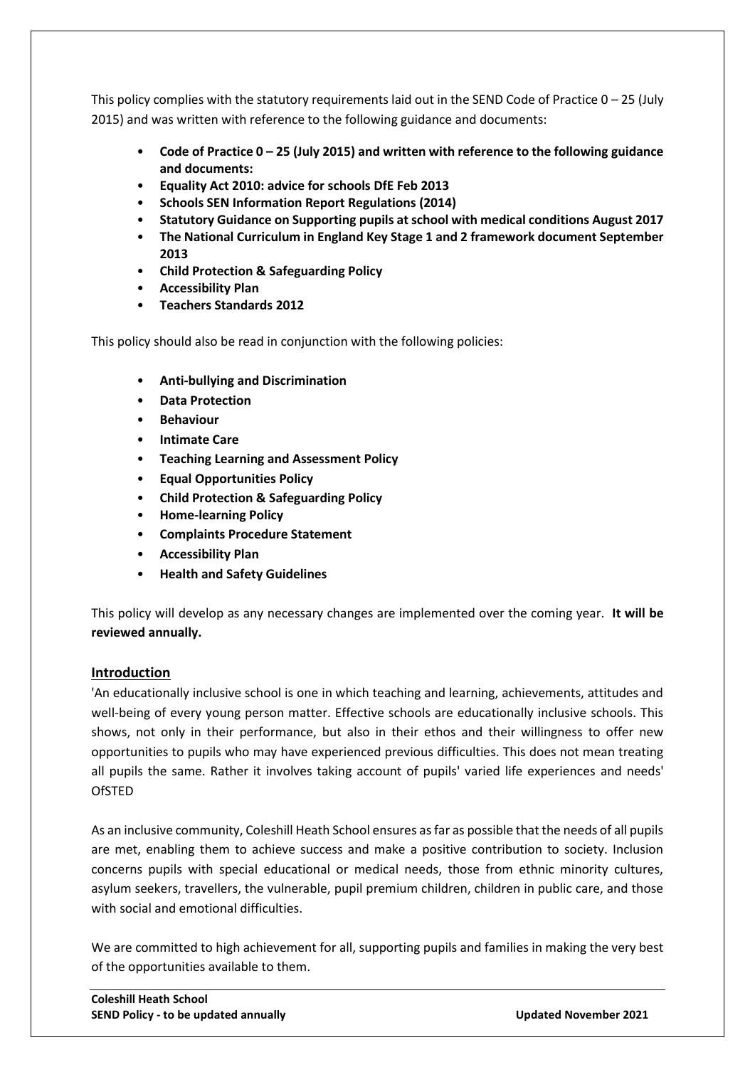This policy complies with the statutory requirements laid out in the SEND Code of Practice 0 – 25 (July 2015) and was written with reference to the following guidance and documents:

- **Code of Practice 0 – 25 (July 2015) and written with reference to the following guidance and documents:**
- **Equality Act 2010: advice for schools DfE Feb 2013**
- **Schools SEN Information Report Regulations (2014)**
- **Statutory Guidance on Supporting pupils at school with medical conditions August 2017**
- **The National Curriculum in England Key Stage 1 and 2 framework document September 2013**
- **Child Protection & Safeguarding Policy**
- **Accessibility Plan**
- **Teachers Standards 2012**

This policy should also be read in conjunction with the following policies:

- **Anti-bullying and Discrimination**
- **Data Protection**
- **Behaviour**
- **Intimate Care**
- **Teaching Learning and Assessment Policy**
- **Equal Opportunities Policy**
- **Child Protection & Safeguarding Policy**
- **Home-learning Policy**
- **Complaints Procedure Statement**
- **Accessibility Plan**
- **Health and Safety Guidelines**

This policy will develop as any necessary changes are implemented over the coming year. **It will be reviewed annually.**

## Introduction

'An educationally inclusive school is one in which teaching and learning, achievements, attitudes and well-being of every young person matter. Effective schools are educationally inclusive schools. This shows, not only in their performance, but also in their ethos and their willingness to offer new opportunities to pupils who may have experienced previous difficulties. This does not mean treating all pupils the same. Rather it involves taking account of pupils' varied life experiences and needs' OfSTED

As an inclusive community, Coleshill Heath School ensures as far as possible that the needs of all pupils are met, enabling them to achieve success and make a positive contribution to society. Inclusion concerns pupils with special educational or medical needs, those from ethnic minority cultures, asylum seekers, travellers, the vulnerable, pupil premium children, children in public care, and those with social and emotional difficulties.

We are committed to high achievement for all, supporting pupils and families in making the very best of the opportunities available to them.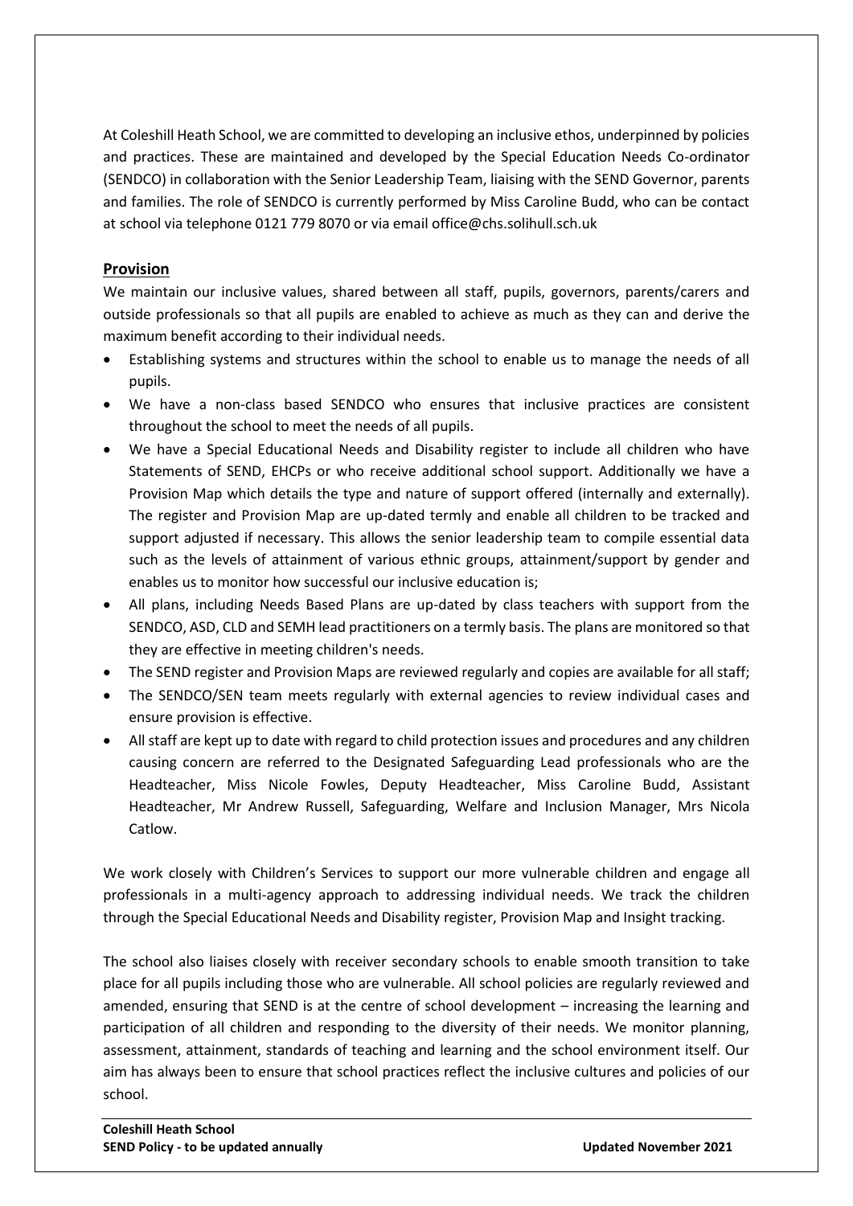At Coleshill Heath School, we are committed to developing an inclusive ethos, underpinned by policies and practices. These are maintained and developed by the Special Education Needs Co-ordinator (SENDCO) in collaboration with the Senior Leadership Team, liaising with the SEND Governor, parents and families. The role of SENDCO is currently performed by Miss Caroline Budd, who can be contact at school via telephone 0121 779 8070 or via email office@chs.solihull.sch.uk

## Provision

We maintain our inclusive values, shared between all staff, pupils, governors, parents/carers and outside professionals so that all pupils are enabled to achieve as much as they can and derive the maximum benefit according to their individual needs.

- Establishing systems and structures within the school to enable us to manage the needs of all pupils.
- We have a non-class based SENDCO who ensures that inclusive practices are consistent throughout the school to meet the needs of all pupils.
- We have a Special Educational Needs and Disability register to include all children who have Statements of SEND, EHCPs or who receive additional school support. Additionally we have a Provision Map which details the type and nature of support offered (internally and externally). The register and Provision Map are up-dated termly and enable all children to be tracked and support adjusted if necessary. This allows the senior leadership team to compile essential data such as the levels of attainment of various ethnic groups, attainment/support by gender and enables us to monitor how successful our inclusive education is;
- All plans, including Needs Based Plans are up-dated by class teachers with support from the SENDCO, ASD, CLD and SEMH lead practitioners on a termly basis. The plans are monitored so that they are effective in meeting children's needs.
- The SEND register and Provision Maps are reviewed regularly and copies are available for all staff;
- The SENDCO/SEN team meets regularly with external agencies to review individual cases and ensure provision is effective.
- All staff are kept up to date with regard to child protection issues and procedures and any children causing concern are referred to the Designated Safeguarding Lead professionals who are the Headteacher, Miss Nicole Fowles, Deputy Headteacher, Miss Caroline Budd, Assistant Headteacher, Mr Andrew Russell, Safeguarding, Welfare and Inclusion Manager, Mrs Nicola Catlow.

We work closely with Children's Services to support our more vulnerable children and engage all professionals in a multi-agency approach to addressing individual needs. We track the children through the Special Educational Needs and Disability register, Provision Map and Insight tracking.

The school also liaises closely with receiver secondary schools to enable smooth transition to take place for all pupils including those who are vulnerable. All school policies are regularly reviewed and amended, ensuring that SEND is at the centre of school development – increasing the learning and participation of all children and responding to the diversity of their needs. We monitor planning, assessment, attainment, standards of teaching and learning and the school environment itself. Our aim has always been to ensure that school practices reflect the inclusive cultures and policies of our school.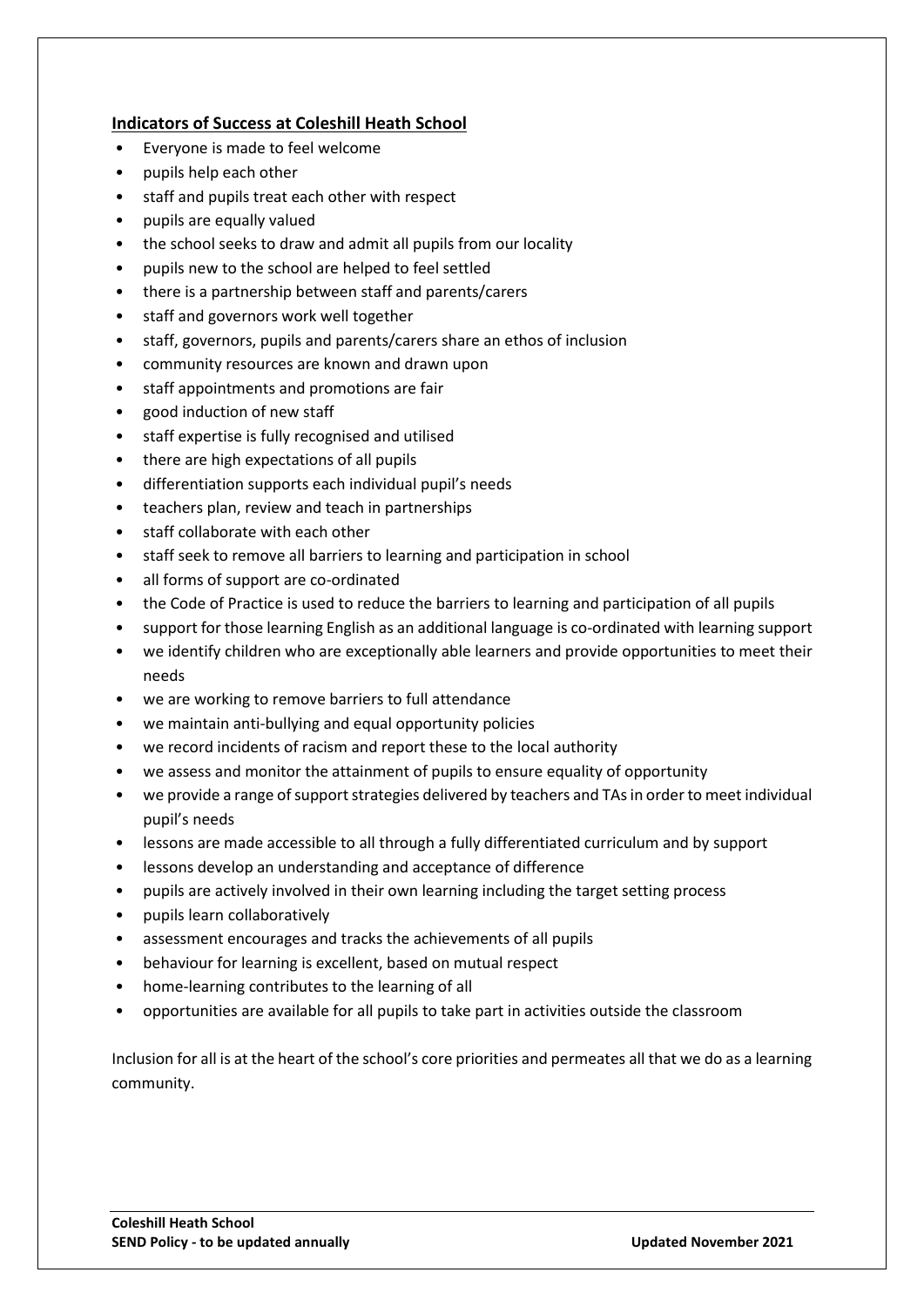## Indicators of Success at Coleshill Heath School

- Everyone is made to feel welcome
- pupils help each other
- staff and pupils treat each other with respect
- pupils are equally valued
- the school seeks to draw and admit all pupils from our locality
- pupils new to the school are helped to feel settled
- there is a partnership between staff and parents/carers
- staff and governors work well together
- staff, governors, pupils and parents/carers share an ethos of inclusion
- community resources are known and drawn upon
- staff appointments and promotions are fair
- good induction of new staff
- staff expertise is fully recognised and utilised
- there are high expectations of all pupils
- differentiation supports each individual pupil's needs
- teachers plan, review and teach in partnerships
- staff collaborate with each other
- staff seek to remove all barriers to learning and participation in school
- all forms of support are co-ordinated
- the Code of Practice is used to reduce the barriers to learning and participation of all pupils
- support for those learning English as an additional language is co-ordinated with learning support
- we identify children who are exceptionally able learners and provide opportunities to meet their needs
- we are working to remove barriers to full attendance
- we maintain anti-bullying and equal opportunity policies
- we record incidents of racism and report these to the local authority
- we assess and monitor the attainment of pupils to ensure equality of opportunity
- we provide a range of support strategies delivered by teachers and TAs in order to meet individual pupil's needs
- lessons are made accessible to all through a fully differentiated curriculum and by support
- lessons develop an understanding and acceptance of difference
- pupils are actively involved in their own learning including the target setting process
- pupils learn collaboratively
- assessment encourages and tracks the achievements of all pupils
- behaviour for learning is excellent, based on mutual respect
- home-learning contributes to the learning of all
- opportunities are available for all pupils to take part in activities outside the classroom

Inclusion for all is at the heart of the school's core priorities and permeates all that we do as a learning community.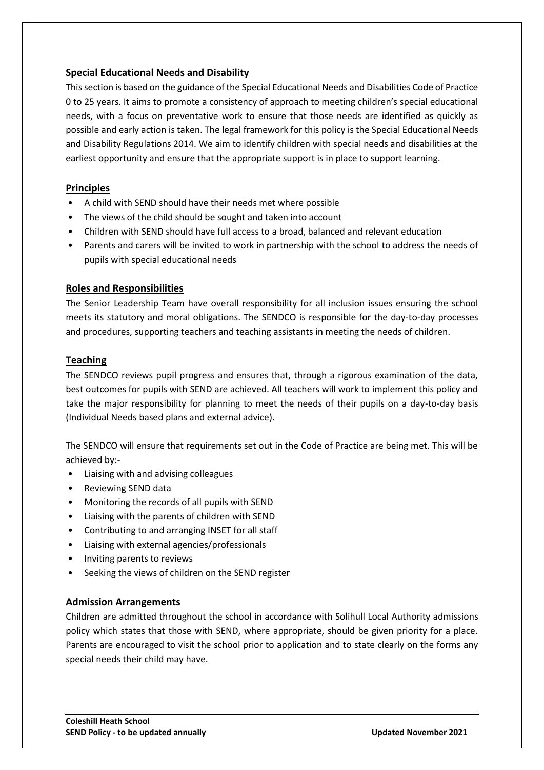## Special Educational Needs and Disability

This section is based on the guidance of the Special Educational Needs and Disabilities Code of Practice 0 to 25 years. It aims to promote a consistency of approach to meeting children's special educational needs, with a focus on preventative work to ensure that those needs are identified as quickly as possible and early action is taken. The legal framework for this policy is the Special Educational Needs and Disability Regulations 2014. We aim to identify children with special needs and disabilities at the earliest opportunity and ensure that the appropriate support is in place to support learning.

## Principles

- A child with SEND should have their needs met where possible
- The views of the child should be sought and taken into account
- Children with SEND should have full access to a broad, balanced and relevant education
- Parents and carers will be invited to work in partnership with the school to address the needs of pupils with special educational needs

## Roles and Responsibilities

The Senior Leadership Team have overall responsibility for all inclusion issues ensuring the school meets its statutory and moral obligations. The SENDCO is responsible for the day-to-day processes and procedures, supporting teachers and teaching assistants in meeting the needs of children.

## Teaching

The SENDCO reviews pupil progress and ensures that, through a rigorous examination of the data, best outcomes for pupils with SEND are achieved. All teachers will work to implement this policy and take the major responsibility for planning to meet the needs of their pupils on a day-to-day basis (Individual Needs based plans and external advice).

The SENDCO will ensure that requirements set out in the Code of Practice are being met. This will be achieved by:-

- Liaising with and advising colleagues
- Reviewing SEND data
- Monitoring the records of all pupils with SEND
- Liaising with the parents of children with SEND
- Contributing to and arranging INSET for all staff
- Liaising with external agencies/professionals
- Inviting parents to reviews
- Seeking the views of children on the SEND register

## Admission Arrangements

Children are admitted throughout the school in accordance with Solihull Local Authority admissions policy which states that those with SEND, where appropriate, should be given priority for a place. Parents are encouraged to visit the school prior to application and to state clearly on the forms any special needs their child may have.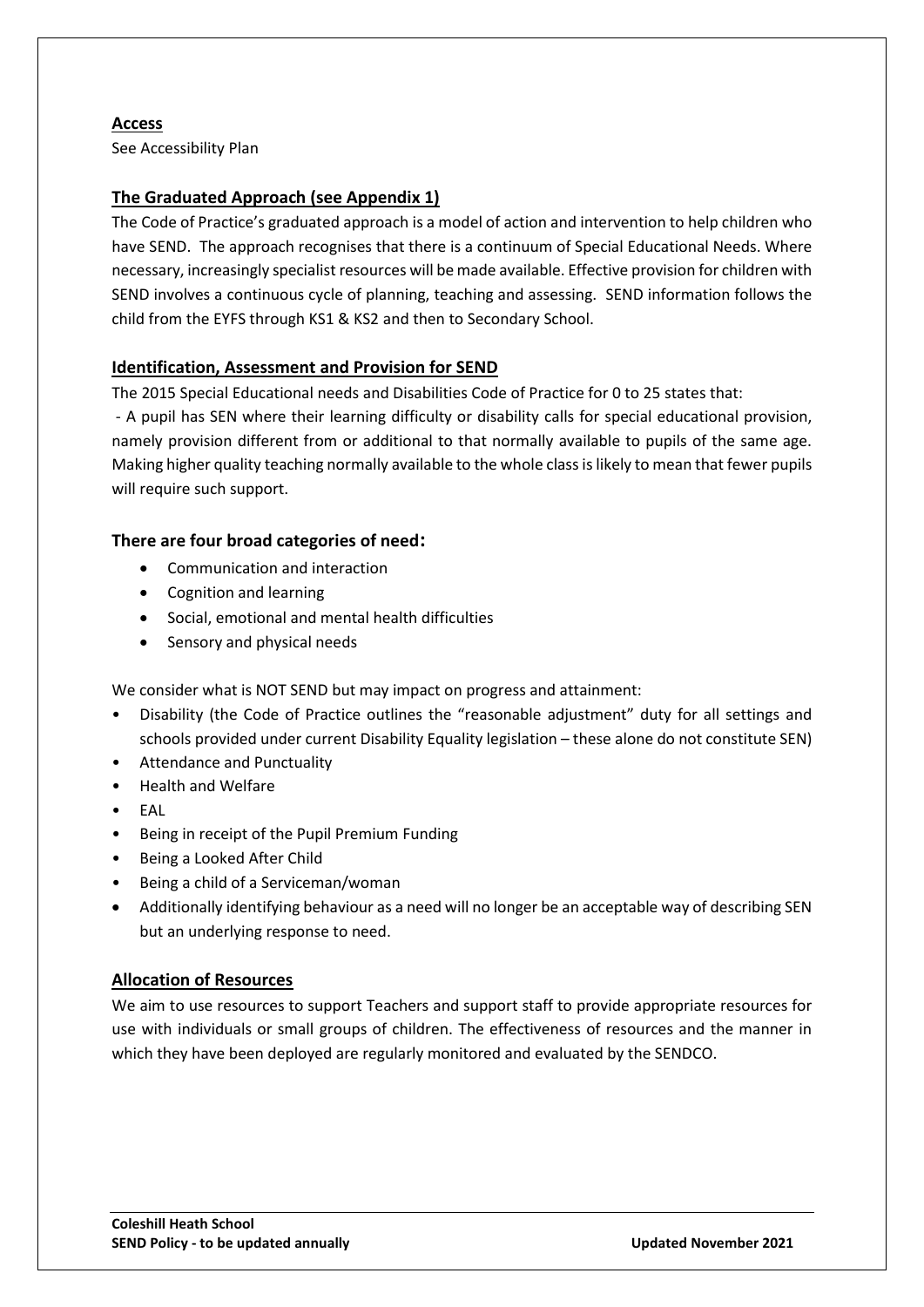## Access

See Accessibility Plan

## The Graduated Approach (see Appendix 1)

The Code of Practice's graduated approach is a model of action and intervention to help children who have SEND. The approach recognises that there is a continuum of Special Educational Needs. Where necessary, increasingly specialist resources will be made available. Effective provision for children with SEND involves a continuous cycle of planning, teaching and assessing. SEND information follows the child from the EYFS through KS1 & KS2 and then to Secondary School.

## Identification, Assessment and Provision for SEND

The 2015 Special Educational needs and Disabilities Code of Practice for 0 to 25 states that:

- A pupil has SEN where their learning difficulty or disability calls for special educational provision, namely provision different from or additional to that normally available to pupils of the same age. Making higher quality teaching normally available to the whole class is likely to mean that fewer pupils will require such support.

### There are four broad categories of need:

- Communication and interaction
- Cognition and learning
- Social, emotional and mental health difficulties
- Sensory and physical needs

We consider what is NOT SEND but may impact on progress and attainment:

- Disability (the Code of Practice outlines the "reasonable adjustment" duty for all settings and schools provided under current Disability Equality legislation – these alone do not constitute SEN)
- Attendance and Punctuality
- Health and Welfare
- EAL
- Being in receipt of the Pupil Premium Funding
- Being a Looked After Child
- Being a child of a Serviceman/woman
- Additionally identifying behaviour as a need will no longer be an acceptable way of describing SEN but an underlying response to need.

## Allocation of Resources

We aim to use resources to support Teachers and support staff to provide appropriate resources for use with individuals or small groups of children. The effectiveness of resources and the manner in which they have been deployed are regularly monitored and evaluated by the SENDCO.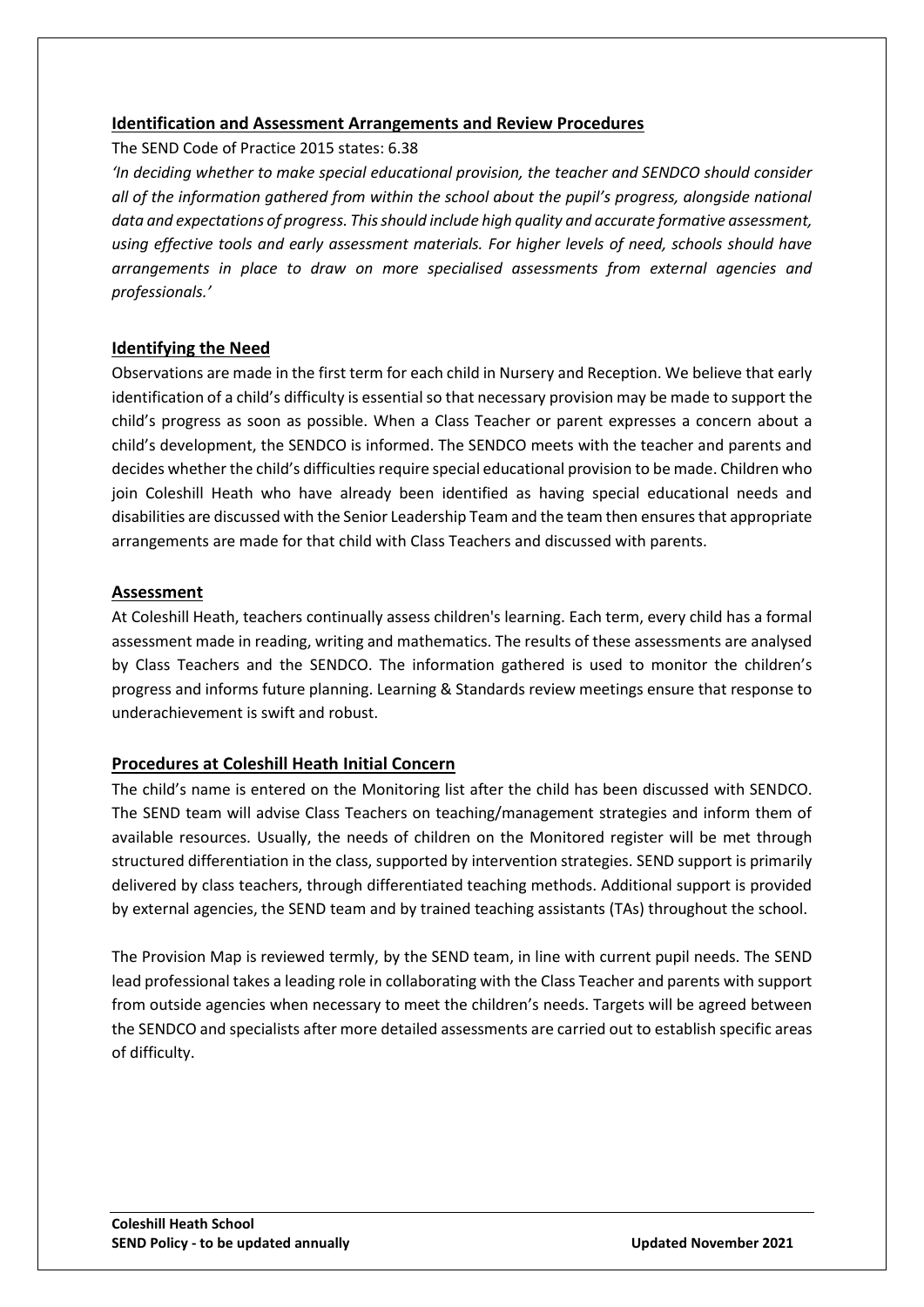## Identification and Assessment Arrangements and Review Procedures

The SEND Code of Practice 2015 states: 6.38

*'In deciding whether to make special educational provision, the teacher and SENDCO should consider all of the information gathered from within the school about the pupil's progress, alongside national data and expectations of progress. This should include high quality and accurate formative assessment, using effective tools and early assessment materials. For higher levels of need, schools should have arrangements in place to draw on more specialised assessments from external agencies and professionals.'*

## Identifying the Need

Observations are made in the first term for each child in Nursery and Reception. We believe that early identification of a child's difficulty is essential so that necessary provision may be made to support the child's progress as soon as possible. When a Class Teacher or parent expresses a concern about a child's development, the SENDCO is informed. The SENDCO meets with the teacher and parents and decides whether the child's difficulties require special educational provision to be made. Children who join Coleshill Heath who have already been identified as having special educational needs and disabilities are discussed with the Senior Leadership Team and the team then ensures that appropriate arrangements are made for that child with Class Teachers and discussed with parents.

## Assessment

At Coleshill Heath, teachers continually assess children's learning. Each term, every child has a formal assessment made in reading, writing and mathematics. The results of these assessments are analysed by Class Teachers and the SENDCO. The information gathered is used to monitor the children's progress and informs future planning. Learning & Standards review meetings ensure that response to underachievement is swift and robust.

## Procedures at Coleshill Heath Initial Concern

The child's name is entered on the Monitoring list after the child has been discussed with SENDCO. The SEND team will advise Class Teachers on teaching/management strategies and inform them of available resources. Usually, the needs of children on the Monitored register will be met through structured differentiation in the class, supported by intervention strategies. SEND support is primarily delivered by class teachers, through differentiated teaching methods. Additional support is provided by external agencies, the SEND team and by trained teaching assistants (TAs) throughout the school.

The Provision Map is reviewed termly, by the SEND team, in line with current pupil needs. The SEND lead professional takes a leading role in collaborating with the Class Teacher and parents with support from outside agencies when necessary to meet the children's needs. Targets will be agreed between the SENDCO and specialists after more detailed assessments are carried out to establish specific areas of difficulty.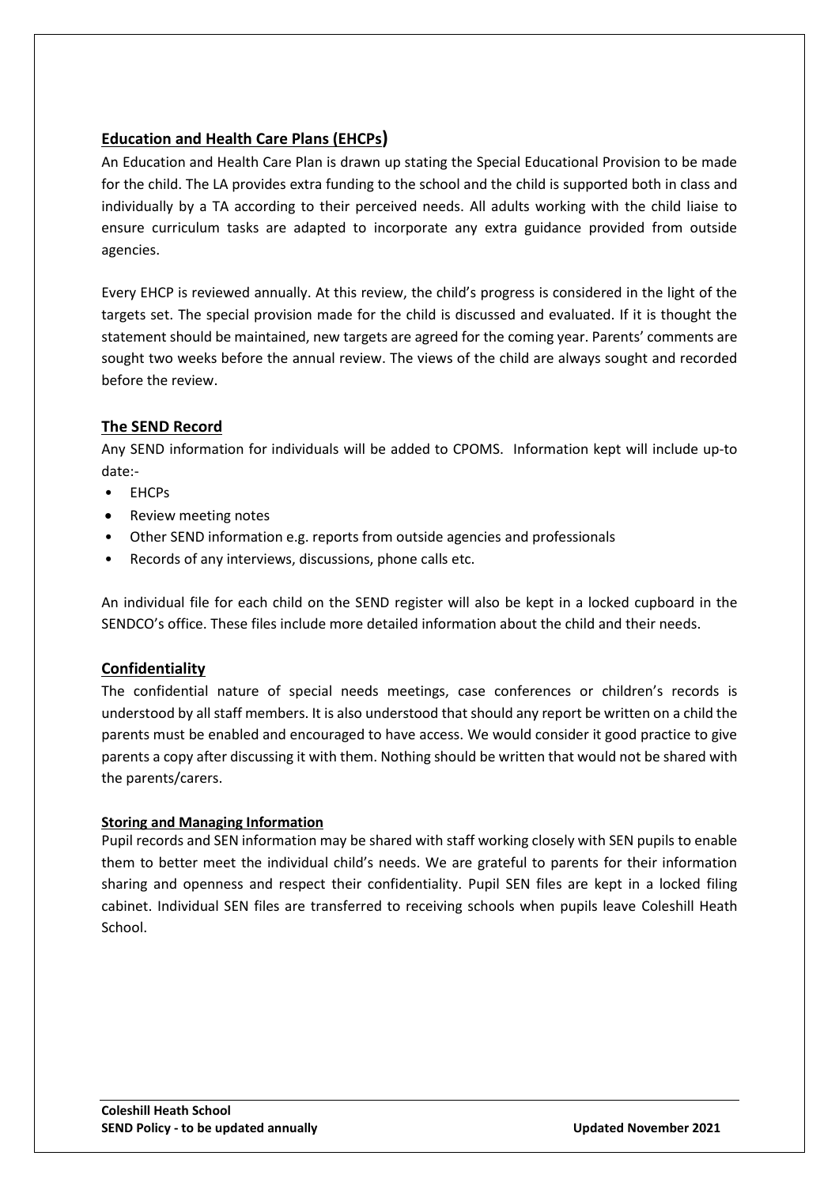## Education and Health Care Plans (EHCPs)

An Education and Health Care Plan is drawn up stating the Special Educational Provision to be made for the child. The LA provides extra funding to the school and the child is supported both in class and individually by a TA according to their perceived needs. All adults working with the child liaise to ensure curriculum tasks are adapted to incorporate any extra guidance provided from outside agencies.

Every EHCP is reviewed annually. At this review, the child's progress is considered in the light of the targets set. The special provision made for the child is discussed and evaluated. If it is thought the statement should be maintained, new targets are agreed for the coming year. Parents' comments are sought two weeks before the annual review. The views of the child are always sought and recorded before the review.

## The SEND Record

Any SEND information for individuals will be added to CPOMS. Information kept will include up-to date:-

- EHCPs
- Review meeting notes
- Other SEND information e.g. reports from outside agencies and professionals
- Records of any interviews, discussions, phone calls etc.

An individual file for each child on the SEND register will also be kept in a locked cupboard in the SENDCO's office. These files include more detailed information about the child and their needs.

## Confidentiality

The confidential nature of special needs meetings, case conferences or children's records is understood by all staff members. It is also understood that should any report be written on a child the parents must be enabled and encouraged to have access. We would consider it good practice to give parents a copy after discussing it with them. Nothing should be written that would not be shared with the parents/carers.

### Storing and Managing Information

Pupil records and SEN information may be shared with staff working closely with SEN pupils to enable them to better meet the individual child's needs. We are grateful to parents for their information sharing and openness and respect their confidentiality. Pupil SEN files are kept in a locked filing cabinet. Individual SEN files are transferred to receiving schools when pupils leave Coleshill Heath School.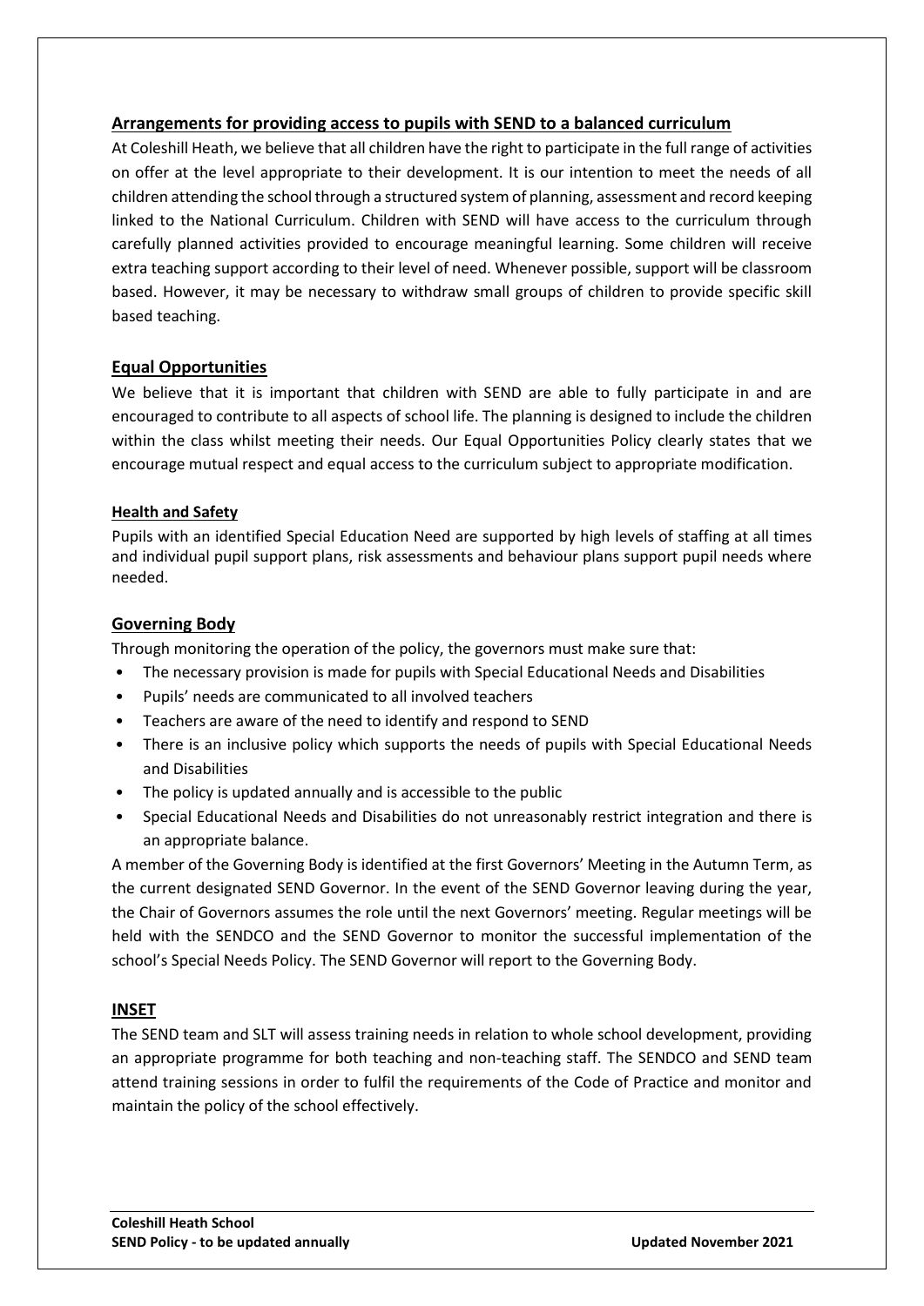## Arrangements for providing access to pupils with SEND to a balanced curriculum

At Coleshill Heath, we believe that all children have the right to participate in the full range of activities on offer at the level appropriate to their development. It is our intention to meet the needs of all children attending the school through a structured system of planning, assessment and record keeping linked to the National Curriculum. Children with SEND will have access to the curriculum through carefully planned activities provided to encourage meaningful learning. Some children will receive extra teaching support according to their level of need. Whenever possible, support will be classroom based. However, it may be necessary to withdraw small groups of children to provide specific skill based teaching.

## Equal Opportunities

We believe that it is important that children with SEND are able to fully participate in and are encouraged to contribute to all aspects of school life. The planning is designed to include the children within the class whilst meeting their needs. Our Equal Opportunities Policy clearly states that we encourage mutual respect and equal access to the curriculum subject to appropriate modification.

### Health and Safety

Pupils with an identified Special Education Need are supported by high levels of staffing at all times and individual pupil support plans, risk assessments and behaviour plans support pupil needs where needed.

## Governing Body

Through monitoring the operation of the policy, the governors must make sure that:

- The necessary provision is made for pupils with Special Educational Needs and Disabilities
- Pupils' needs are communicated to all involved teachers
- Teachers are aware of the need to identify and respond to SEND
- There is an inclusive policy which supports the needs of pupils with Special Educational Needs and Disabilities
- The policy is updated annually and is accessible to the public
- Special Educational Needs and Disabilities do not unreasonably restrict integration and there is an appropriate balance.

A member of the Governing Body is identified at the first Governors' Meeting in the Autumn Term, as the current designated SEND Governor. In the event of the SEND Governor leaving during the year, the Chair of Governors assumes the role until the next Governors' meeting. Regular meetings will be held with the SENDCO and the SEND Governor to monitor the successful implementation of the school's Special Needs Policy. The SEND Governor will report to the Governing Body.

## INSET

The SEND team and SLT will assess training needs in relation to whole school development, providing an appropriate programme for both teaching and non-teaching staff. The SENDCO and SEND team attend training sessions in order to fulfil the requirements of the Code of Practice and monitor and maintain the policy of the school effectively.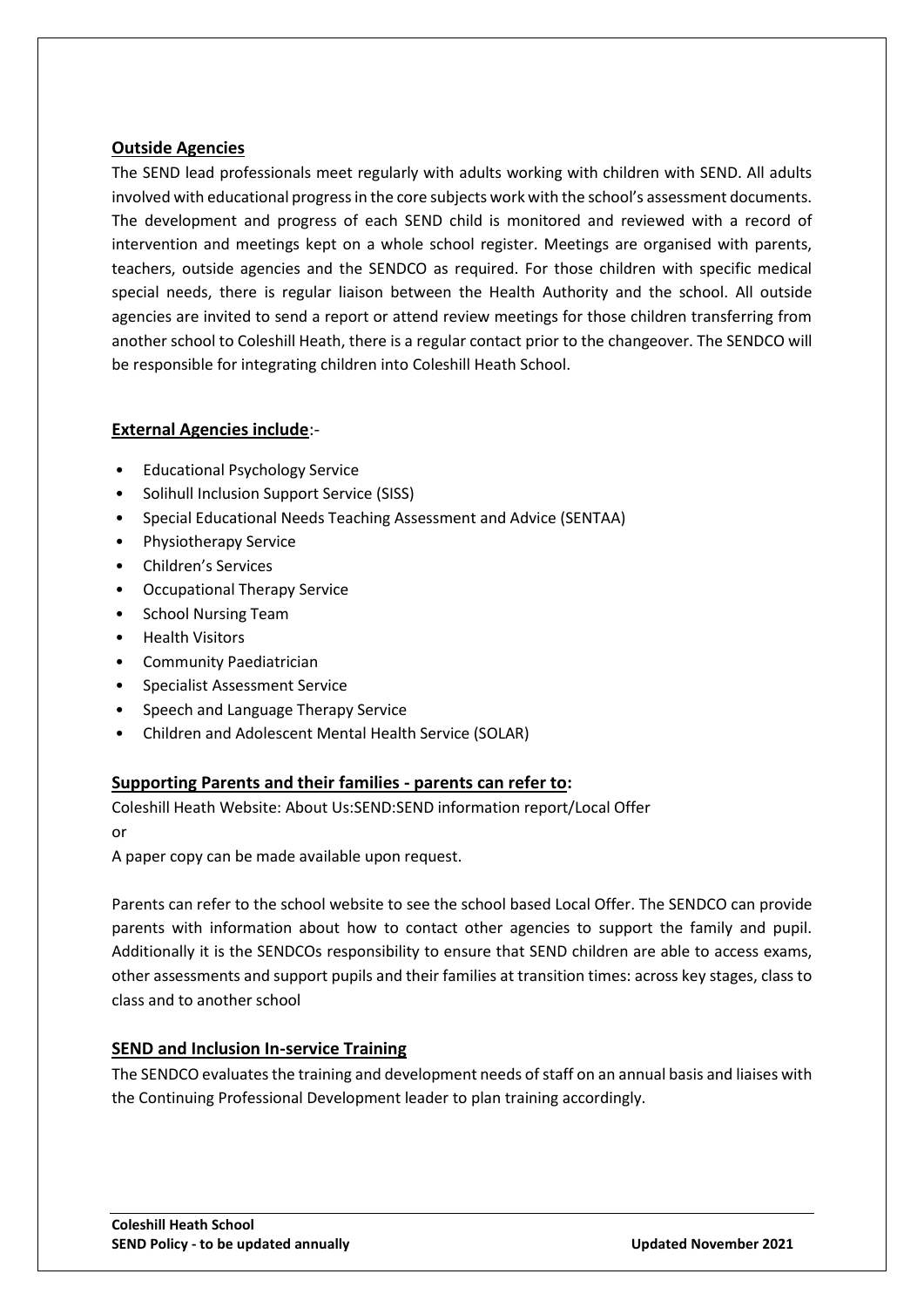## Outside Agencies

The SEND lead professionals meet regularly with adults working with children with SEND. All adults involved with educational progress in the core subjects work with the school's assessment documents. The development and progress of each SEND child is monitored and reviewed with a record of intervention and meetings kept on a whole school register. Meetings are organised with parents, teachers, outside agencies and the SENDCO as required. For those children with specific medical special needs, there is regular liaison between the Health Authority and the school. All outside agencies are invited to send a report or attend review meetings for those children transferring from another school to Coleshill Heath, there is a regular contact prior to the changeover. The SENDCO will be responsible for integrating children into Coleshill Heath School.

## External Agencies include:-

- Educational Psychology Service
- Solihull Inclusion Support Service (SISS)
- Special Educational Needs Teaching Assessment and Advice (SENTAA)
- Physiotherapy Service
- Children's Services
- Occupational Therapy Service
- School Nursing Team
- Health Visitors
- Community Paediatrician
- Specialist Assessment Service
- Speech and Language Therapy Service
- Children and Adolescent Mental Health Service (SOLAR)

## Supporting Parents and their families - parents can refer to:

Coleshill Heath Website: About Us:SEND:SEND information report/Local Offer

or

A paper copy can be made available upon request.

Parents can refer to the school website to see the school based Local Offer. The SENDCO can provide parents with information about how to contact other agencies to support the family and pupil. Additionally it is the SENDCOs responsibility to ensure that SEND children are able to access exams, other assessments and support pupils and their families at transition times: across key stages, class to class and to another school

## SEND and Inclusion In-service Training

The SENDCO evaluates the training and development needs of staff on an annual basis and liaises with the Continuing Professional Development leader to plan training accordingly.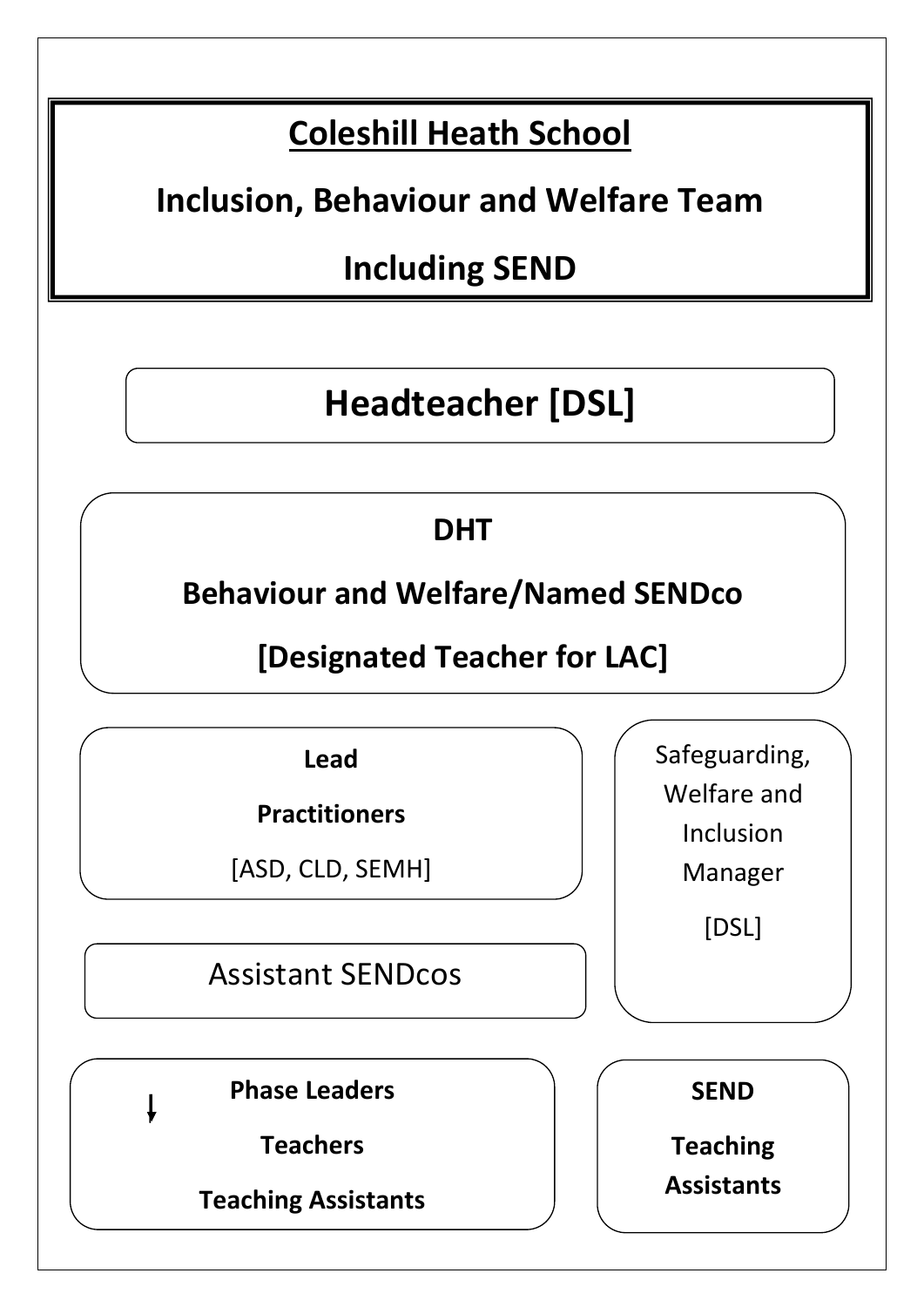# Coleshill Heath School

## Inclusion, Behaviour and Welfare Team

## Including SEND

**Headteacher [DSL]**

**DHT**

**Behaviour and Welfare/Named SENDco**

**[Designated Teacher for LAC]**

**Lead**

**Practitioners**

[ASD, CLD, SEMH]

Safeguarding, Welfare and Inclusion Manager

[DSL]

Assistant SENDcos

**Phase Leaders**

**Teachers**

**Teaching Assistants**

**SEND**

**Teaching Assistants**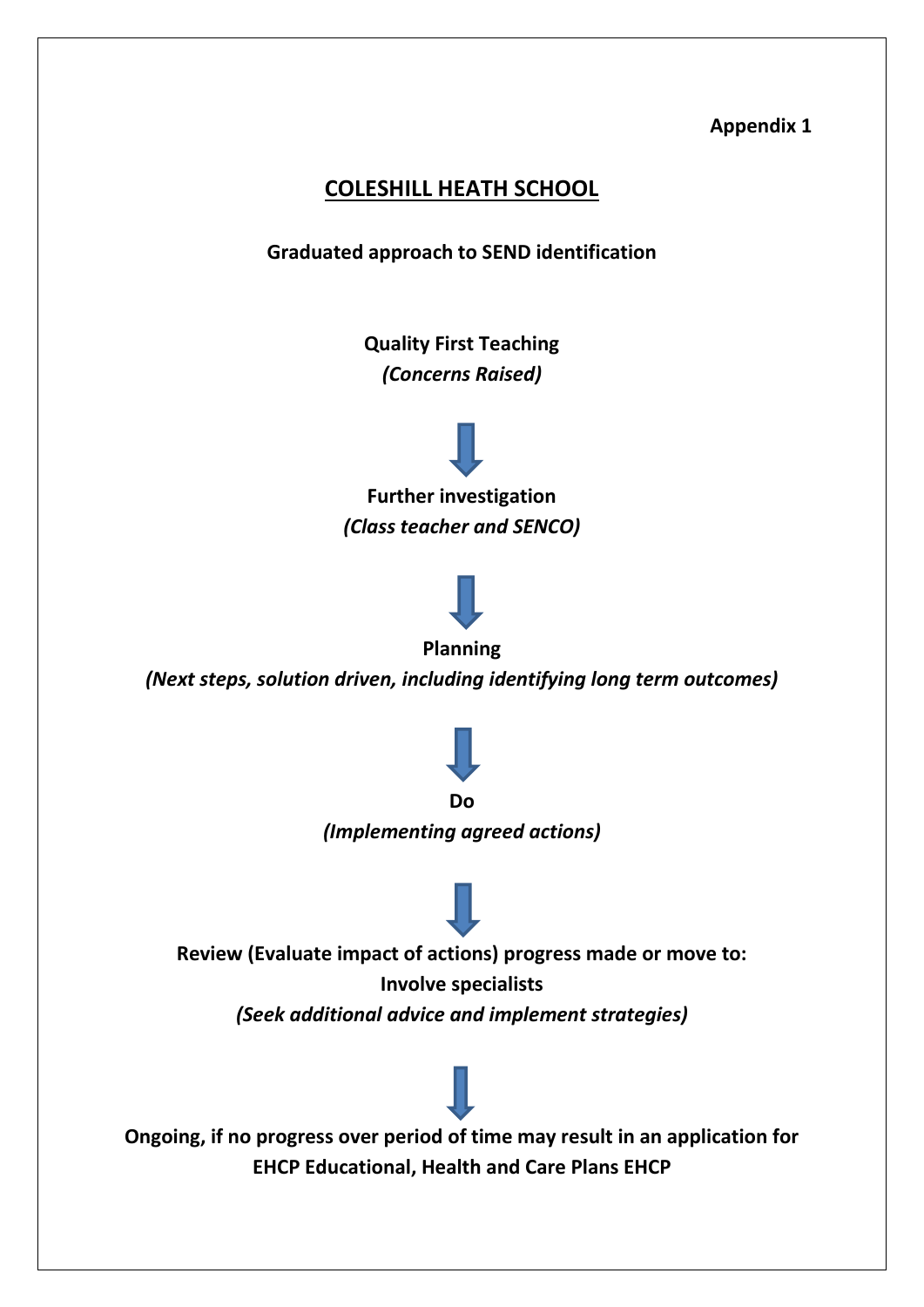**Appendix 1**

# COLESHILL HEATH SCHOOL

**Graduated approach to SEND identification**

**Quality First Teaching**
***(Concerns Raised)***

↓

**Further investigation**
***(Class teacher and SENCO)***

↓

**Planning**
***(Next steps, solution driven, including identifying long term outcomes)***

↓

**Do**
***(Implementing agreed actions)***

↓

**Review (Evaluate impact of actions) progress made or move to:**
**Involve specialists**
***(Seek additional advice and implement strategies)***

↓

**Ongoing, if no progress over period of time may result in an application for EHCP Educational, Health and Care Plans EHCP**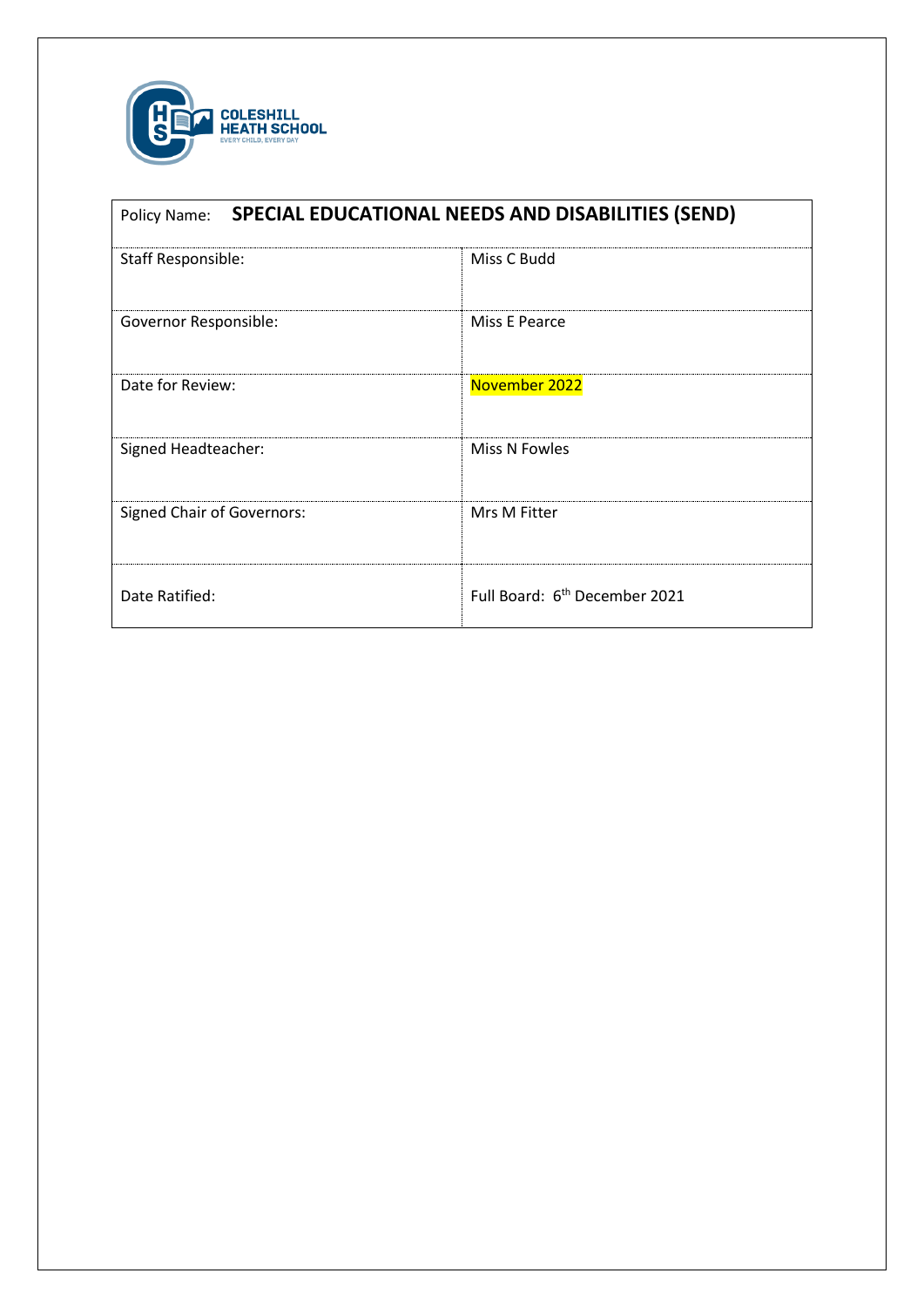COLESHILL HEATH SCHOOL

EVERY CHILD, EVERY DAY

| Policy Name: | **SPECIAL EDUCATIONAL NEEDS AND DISABILITIES (SEND)** |
|---|---|
| Staff Responsible: | Miss C Budd |
| Governor Responsible: | Miss E Pearce |
| Date for Review: | November 2022 |
| Signed Headteacher: | Miss N Fowles |
| Signed Chair of Governors: | Mrs M Fitter |
| Date Ratified: | Full Board: 6th December 2021 |